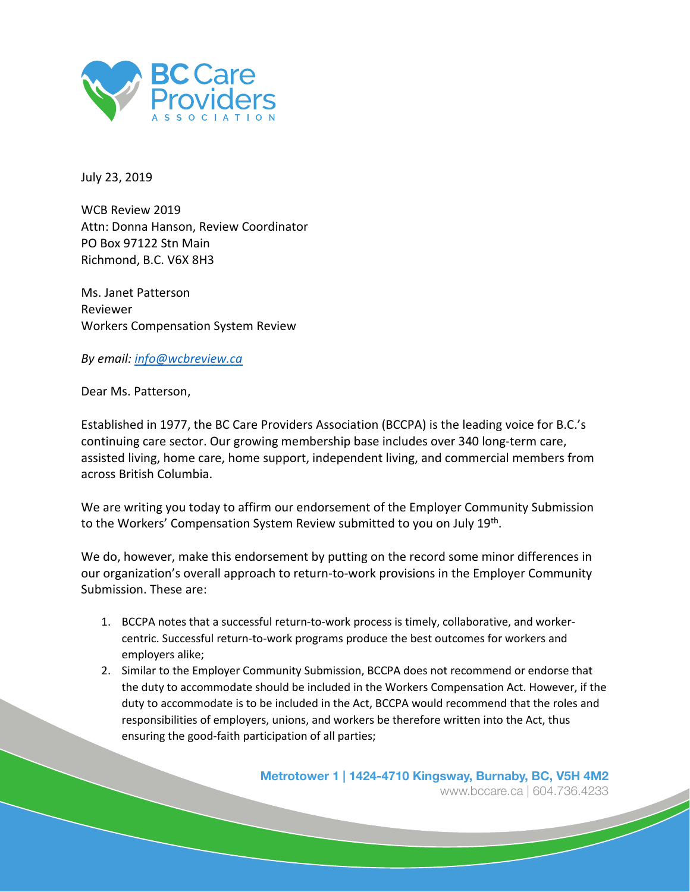July 23, 2019

WCB Review 2019
Attn: Donna Hanson, Review Coordinator
PO Box 97122 Stn Main
Richmond, B.C. V6X 8H3

Ms. Janet Patterson
Reviewer
Workers Compensation System Review

*By email: info@wcbreview.ca*

Dear Ms. Patterson,

Established in 1977, the BC Care Providers Association (BCCPA) is the leading voice for B.C.'s continuing care sector. Our growing membership base includes over 340 long-term care, assisted living, home care, home support, independent living, and commercial members from across British Columbia.

We are writing you today to affirm our endorsement of the Employer Community Submission to the Workers' Compensation System Review submitted to you on July 19th.

We do, however, make this endorsement by putting on the record some minor differences in our organization's overall approach to return-to-work provisions in the Employer Community Submission. These are:

1. BCCPA notes that a successful return-to-work process is timely, collaborative, and worker-centric. Successful return-to-work programs produce the best outcomes for workers and employers alike;
2. Similar to the Employer Community Submission, BCCPA does not recommend or endorse that the duty to accommodate should be included in the Workers Compensation Act. However, if the duty to accommodate is to be included in the Act, BCCPA would recommend that the roles and responsibilities of employers, unions, and workers be therefore written into the Act, thus ensuring the good-faith participation of all parties;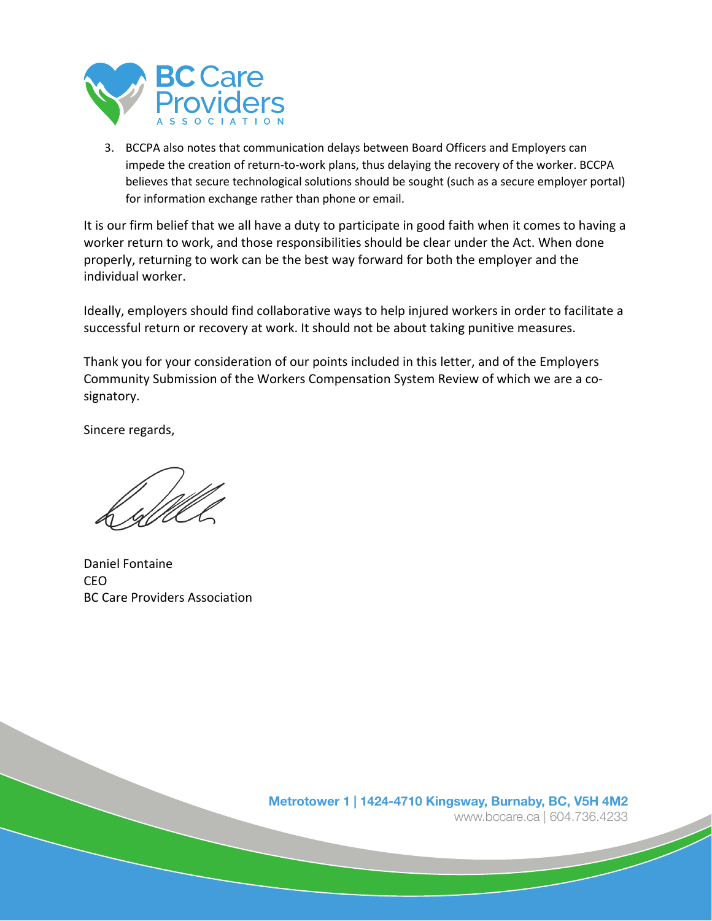3. BCCPA also notes that communication delays between Board Officers and Employers can impede the creation of return-to-work plans, thus delaying the recovery of the worker. BCCPA believes that secure technological solutions should be sought (such as a secure employer portal) for information exchange rather than phone or email.

It is our firm belief that we all have a duty to participate in good faith when it comes to having a worker return to work, and those responsibilities should be clear under the Act. When done properly, returning to work can be the best way forward for both the employer and the individual worker.

Ideally, employers should find collaborative ways to help injured workers in order to facilitate a successful return or recovery at work. It should not be about taking punitive measures.

Thank you for your consideration of our points included in this letter, and of the Employers Community Submission of the Workers Compensation System Review of which we are a co-signatory.

Sincere regards,

Daniel Fontaine
CEO
BC Care Providers Association

Metrotower 1 | 1424-4710 Kingsway, Burnaby, BC, V5H 4M2
www.bccare.ca | 604.736.4233